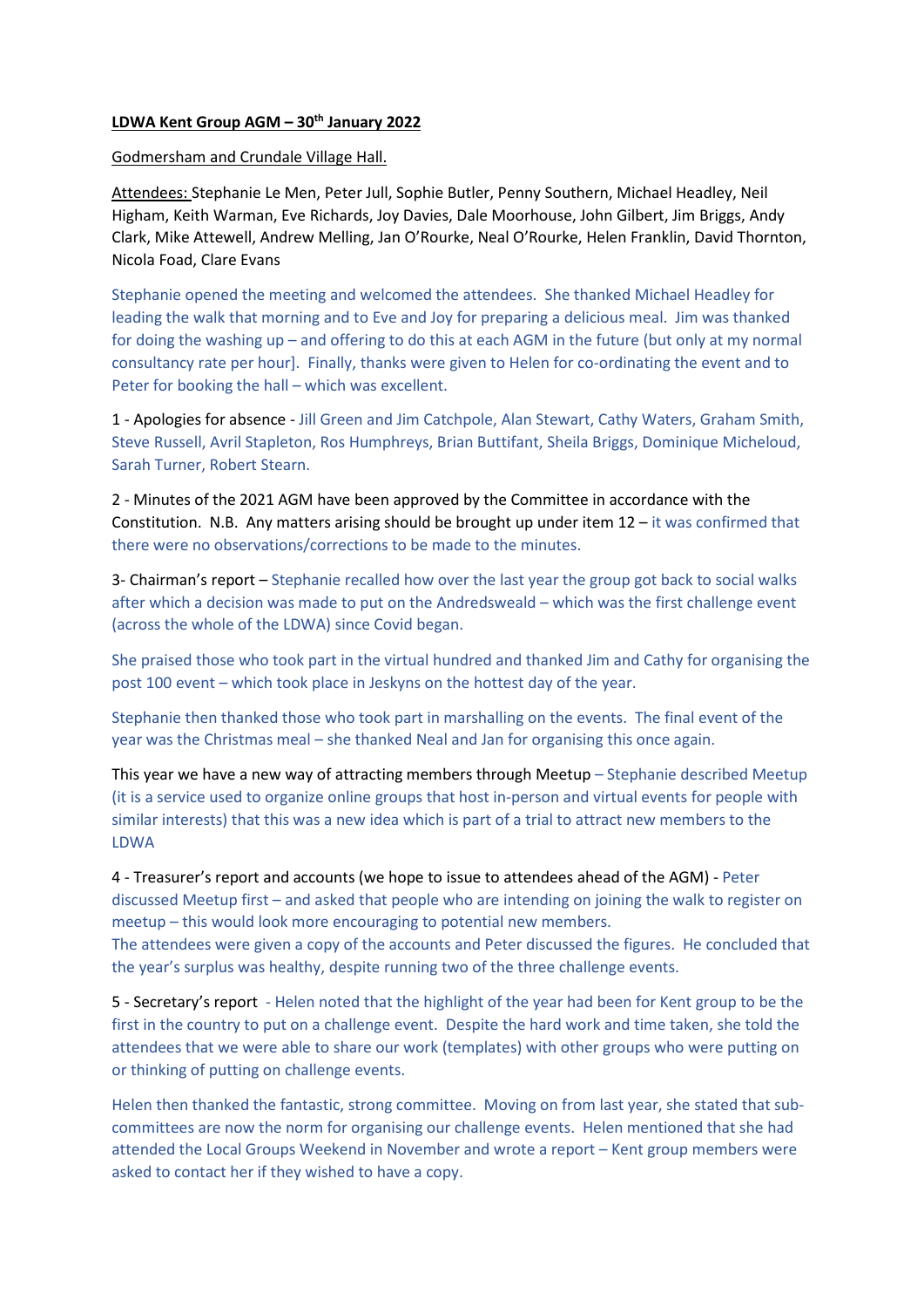**LDWA Kent Group AGM – 30th January 2022**

Godmersham and Crundale Village Hall.

Attendees: Stephanie Le Men, Peter Jull, Sophie Butler, Penny Southern, Michael Headley, Neil Higham, Keith Warman, Eve Richards, Joy Davies, Dale Moorhouse, John Gilbert, Jim Briggs, Andy Clark, Mike Attewell, Andrew Melling, Jan O'Rourke, Neal O'Rourke, Helen Franklin, David Thornton, Nicola Foad, Clare Evans

Stephanie opened the meeting and welcomed the attendees. She thanked Michael Headley for leading the walk that morning and to Eve and Joy for preparing a delicious meal. Jim was thanked for doing the washing up – and offering to do this at each AGM in the future (but only at my normal consultancy rate per hour]. Finally, thanks were given to Helen for co-ordinating the event and to Peter for booking the hall – which was excellent.

1 - Apologies for absence - Jill Green and Jim Catchpole, Alan Stewart, Cathy Waters, Graham Smith, Steve Russell, Avril Stapleton, Ros Humphreys, Brian Buttifant, Sheila Briggs, Dominique Micheloud, Sarah Turner, Robert Stearn.

2 - Minutes of the 2021 AGM have been approved by the Committee in accordance with the Constitution. N.B. Any matters arising should be brought up under item 12 – it was confirmed that there were no observations/corrections to be made to the minutes.

3- Chairman's report – Stephanie recalled how over the last year the group got back to social walks after which a decision was made to put on the Andredsweald – which was the first challenge event (across the whole of the LDWA) since Covid began.

She praised those who took part in the virtual hundred and thanked Jim and Cathy for organising the post 100 event – which took place in Jeskyns on the hottest day of the year.

Stephanie then thanked those who took part in marshalling on the events. The final event of the year was the Christmas meal – she thanked Neal and Jan for organising this once again.

This year we have a new way of attracting members through Meetup – Stephanie described Meetup (it is a service used to organize online groups that host in-person and virtual events for people with similar interests) that this was a new idea which is part of a trial to attract new members to the LDWA

4 - Treasurer's report and accounts (we hope to issue to attendees ahead of the AGM) - Peter discussed Meetup first – and asked that people who are intending on joining the walk to register on meetup – this would look more encouraging to potential new members.
The attendees were given a copy of the accounts and Peter discussed the figures. He concluded that the year's surplus was healthy, despite running two of the three challenge events.

5 - Secretary's report - Helen noted that the highlight of the year had been for Kent group to be the first in the country to put on a challenge event. Despite the hard work and time taken, she told the attendees that we were able to share our work (templates) with other groups who were putting on or thinking of putting on challenge events.

Helen then thanked the fantastic, strong committee. Moving on from last year, she stated that sub-committees are now the norm for organising our challenge events. Helen mentioned that she had attended the Local Groups Weekend in November and wrote a report – Kent group members were asked to contact her if they wished to have a copy.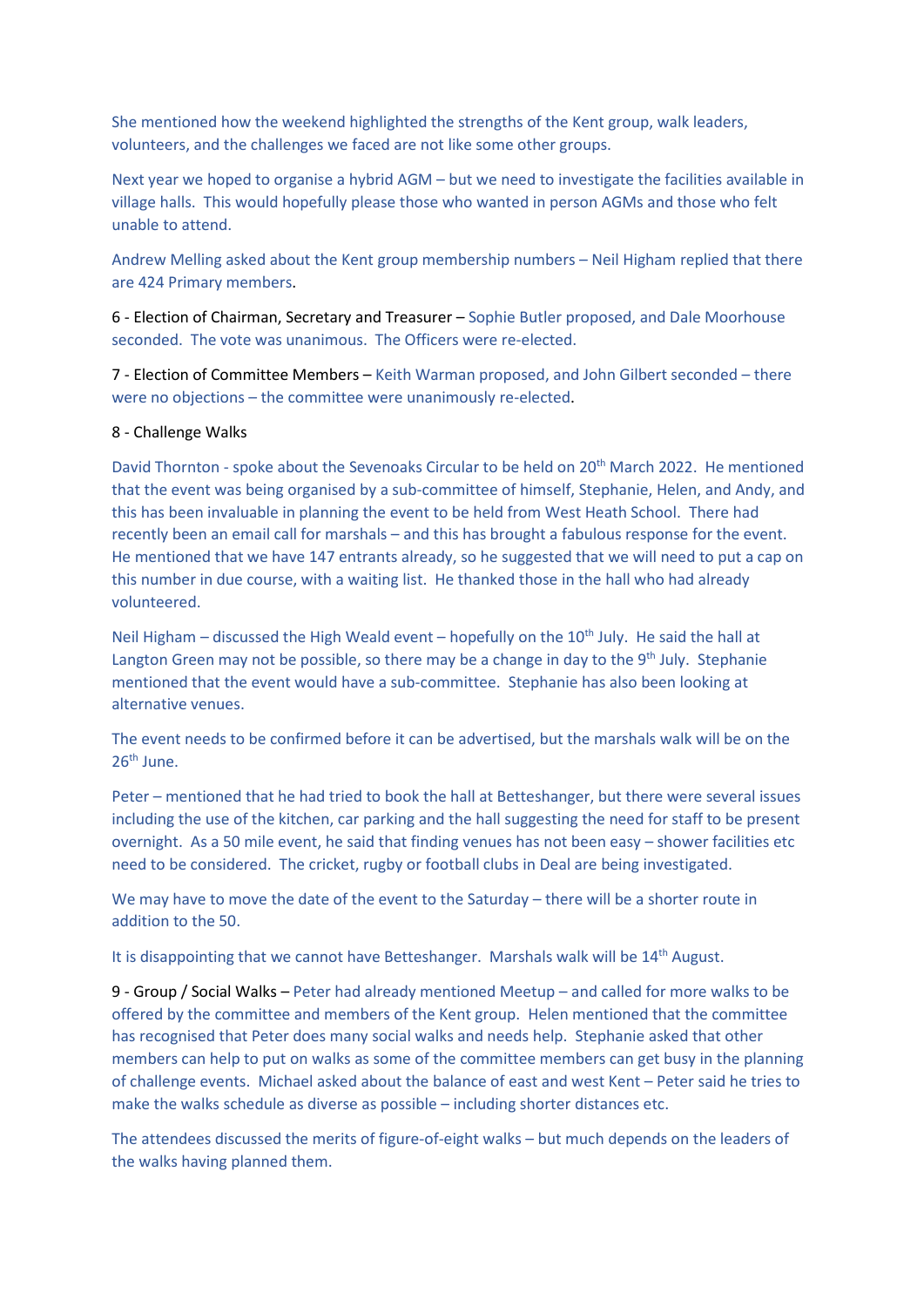She mentioned how the weekend highlighted the strengths of the Kent group, walk leaders, volunteers, and the challenges we faced are not like some other groups.

Next year we hoped to organise a hybrid AGM – but we need to investigate the facilities available in village halls. This would hopefully please those who wanted in person AGMs and those who felt unable to attend.

Andrew Melling asked about the Kent group membership numbers – Neil Higham replied that there are 424 Primary members.

6 - Election of Chairman, Secretary and Treasurer – Sophie Butler proposed, and Dale Moorhouse seconded. The vote was unanimous. The Officers were re-elected.

7 - Election of Committee Members – Keith Warman proposed, and John Gilbert seconded – there were no objections – the committee were unanimously re-elected.

8 - Challenge Walks

David Thornton - spoke about the Sevenoaks Circular to be held on 20th March 2022. He mentioned that the event was being organised by a sub-committee of himself, Stephanie, Helen, and Andy, and this has been invaluable in planning the event to be held from West Heath School. There had recently been an email call for marshals – and this has brought a fabulous response for the event. He mentioned that we have 147 entrants already, so he suggested that we will need to put a cap on this number in due course, with a waiting list. He thanked those in the hall who had already volunteered.

Neil Higham – discussed the High Weald event – hopefully on the 10th July. He said the hall at Langton Green may not be possible, so there may be a change in day to the 9th July. Stephanie mentioned that the event would have a sub-committee. Stephanie has also been looking at alternative venues.

The event needs to be confirmed before it can be advertised, but the marshals walk will be on the 26th June.

Peter – mentioned that he had tried to book the hall at Betteshanger, but there were several issues including the use of the kitchen, car parking and the hall suggesting the need for staff to be present overnight. As a 50 mile event, he said that finding venues has not been easy – shower facilities etc need to be considered. The cricket, rugby or football clubs in Deal are being investigated.

We may have to move the date of the event to the Saturday – there will be a shorter route in addition to the 50.

It is disappointing that we cannot have Betteshanger. Marshals walk will be 14th August.

9 - Group / Social Walks – Peter had already mentioned Meetup – and called for more walks to be offered by the committee and members of the Kent group. Helen mentioned that the committee has recognised that Peter does many social walks and needs help. Stephanie asked that other members can help to put on walks as some of the committee members can get busy in the planning of challenge events. Michael asked about the balance of east and west Kent – Peter said he tries to make the walks schedule as diverse as possible – including shorter distances etc.

The attendees discussed the merits of figure-of-eight walks – but much depends on the leaders of the walks having planned them.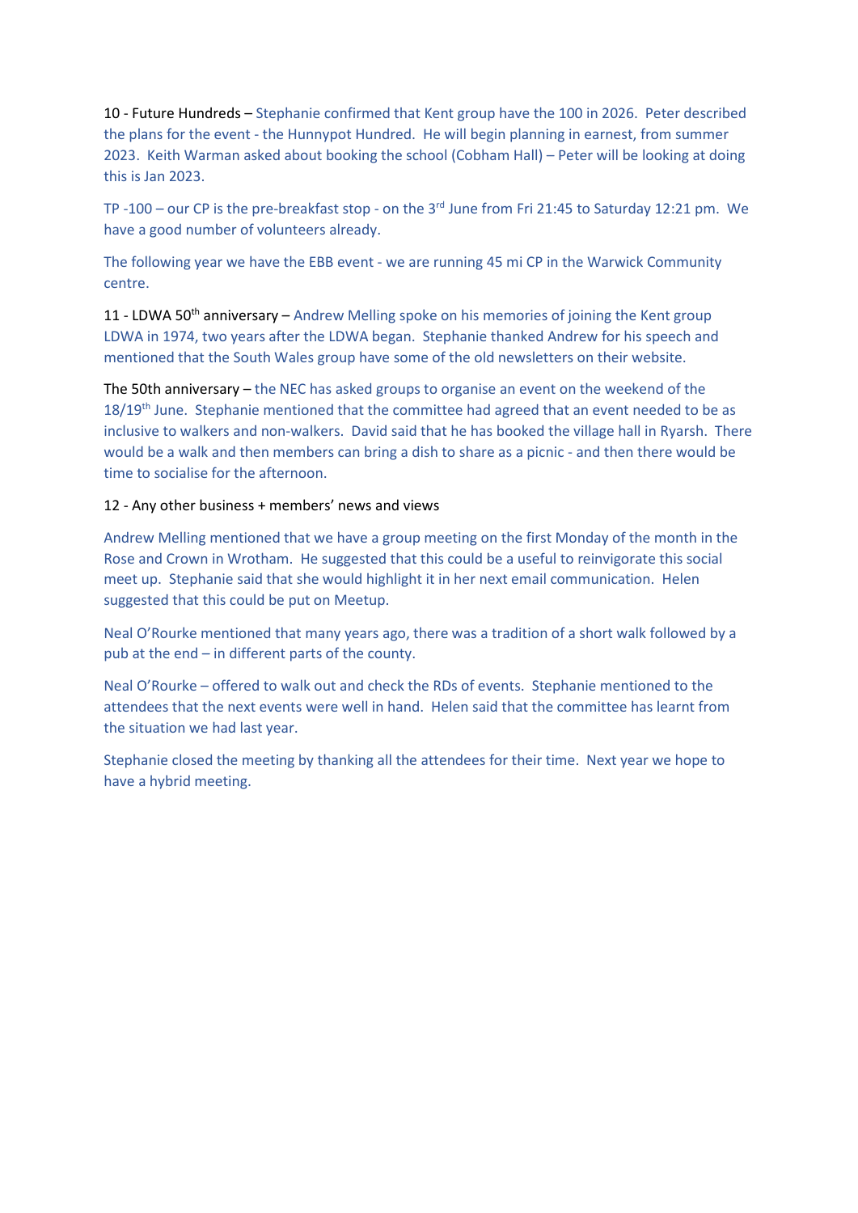10 - Future Hundreds – Stephanie confirmed that Kent group have the 100 in 2026. Peter described the plans for the event - the Hunnypot Hundred. He will begin planning in earnest, from summer 2023. Keith Warman asked about booking the school (Cobham Hall) – Peter will be looking at doing this is Jan 2023.

TP -100 – our CP is the pre-breakfast stop - on the 3rd June from Fri 21:45 to Saturday 12:21 pm. We have a good number of volunteers already.

The following year we have the EBB event - we are running 45 mi CP in the Warwick Community centre.

11 - LDWA 50th anniversary – Andrew Melling spoke on his memories of joining the Kent group LDWA in 1974, two years after the LDWA began. Stephanie thanked Andrew for his speech and mentioned that the South Wales group have some of the old newsletters on their website.

The 50th anniversary – the NEC has asked groups to organise an event on the weekend of the 18/19th June. Stephanie mentioned that the committee had agreed that an event needed to be as inclusive to walkers and non-walkers. David said that he has booked the village hall in Ryarsh. There would be a walk and then members can bring a dish to share as a picnic - and then there would be time to socialise for the afternoon.

12 - Any other business + members' news and views

Andrew Melling mentioned that we have a group meeting on the first Monday of the month in the Rose and Crown in Wrotham. He suggested that this could be a useful to reinvigorate this social meet up. Stephanie said that she would highlight it in her next email communication. Helen suggested that this could be put on Meetup.

Neal O'Rourke mentioned that many years ago, there was a tradition of a short walk followed by a pub at the end – in different parts of the county.

Neal O'Rourke – offered to walk out and check the RDs of events. Stephanie mentioned to the attendees that the next events were well in hand. Helen said that the committee has learnt from the situation we had last year.

Stephanie closed the meeting by thanking all the attendees for their time. Next year we hope to have a hybrid meeting.